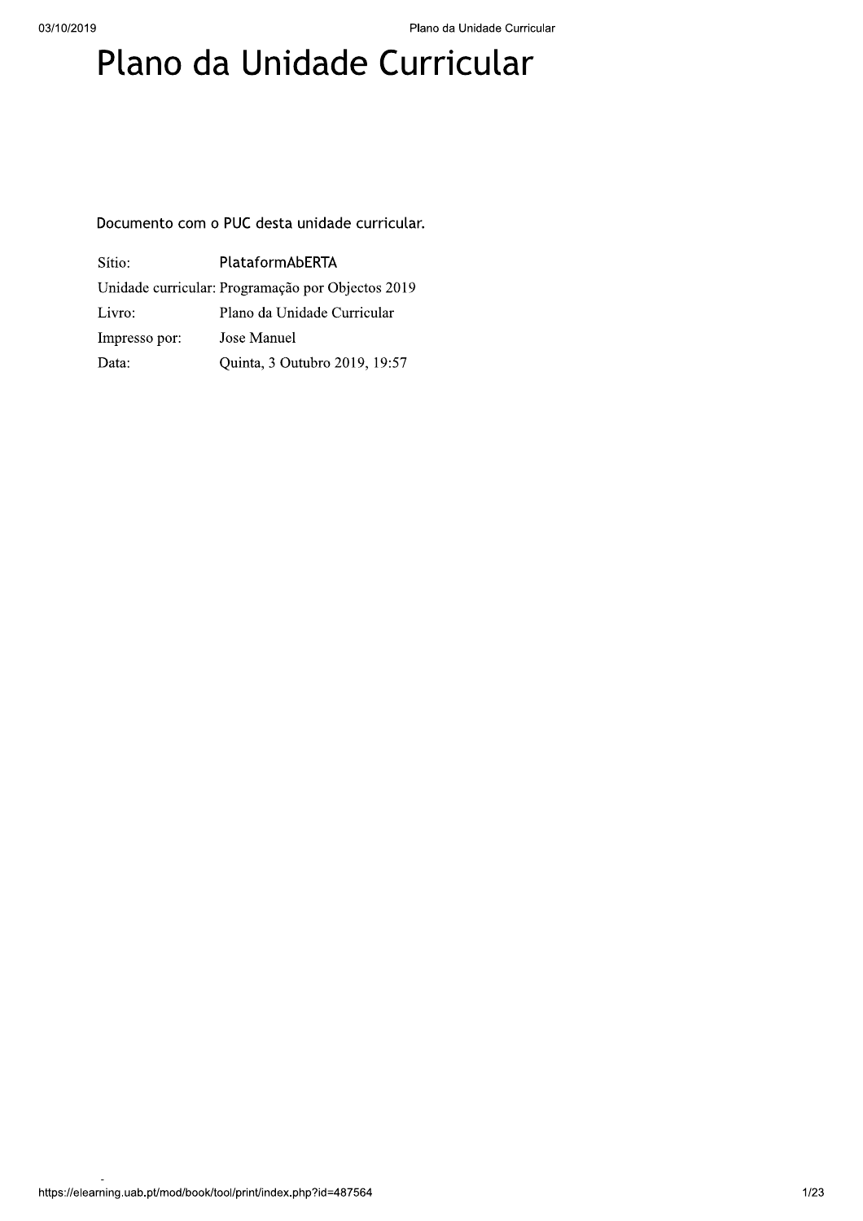# Plano da Unidade Curricular

Documento com o PUC desta unidade curricular.

| Sítio: | PlataformAbERTA |
|---|---|
| Unidade curricular: | Programação por Objectos 2019 |
| Livro: | Plano da Unidade Curricular |
| Impresso por: | Jose Manuel |
| Data: | Quinta, 3 Outubro 2019, 19:57 |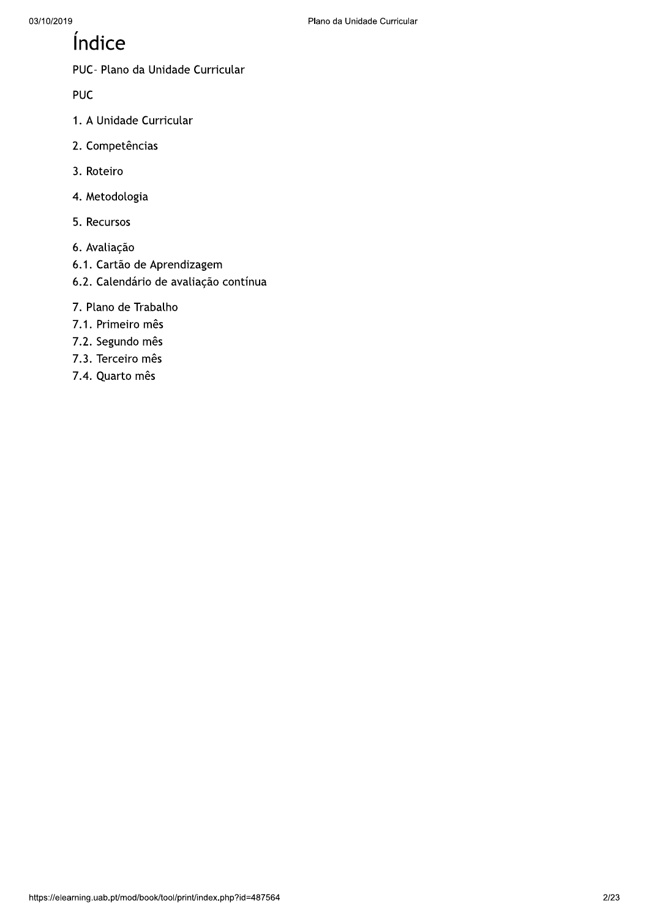# Índice

PUC- Plano da Unidade Curricular

PUC

1. A Unidade Curricular

2. Competências

3. Roteiro

4. Metodologia

5. Recursos

6. Avaliação
6.1. Cartão de Aprendizagem
6.2. Calendário de avaliação contínua

7. Plano de Trabalho
7.1. Primeiro mês
7.2. Segundo mês
7.3. Terceiro mês
7.4. Quarto mês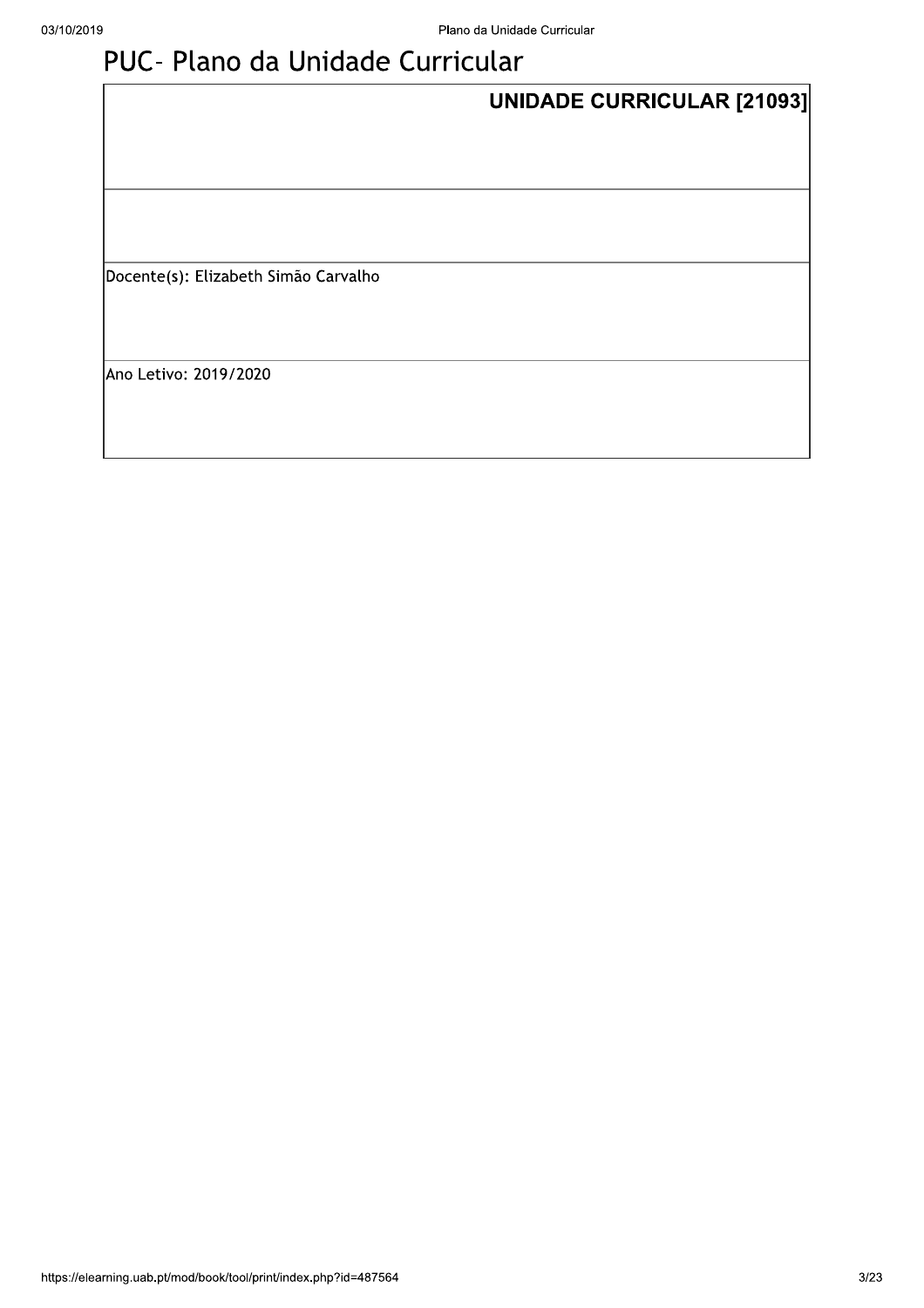# PUC- Plano da Unidade Curricular

| UNIDADE CURRICULAR [21093] |
|---|
| |
| Docente(s): Elizabeth Simão Carvalho |
| Ano Letivo: 2019/2020 |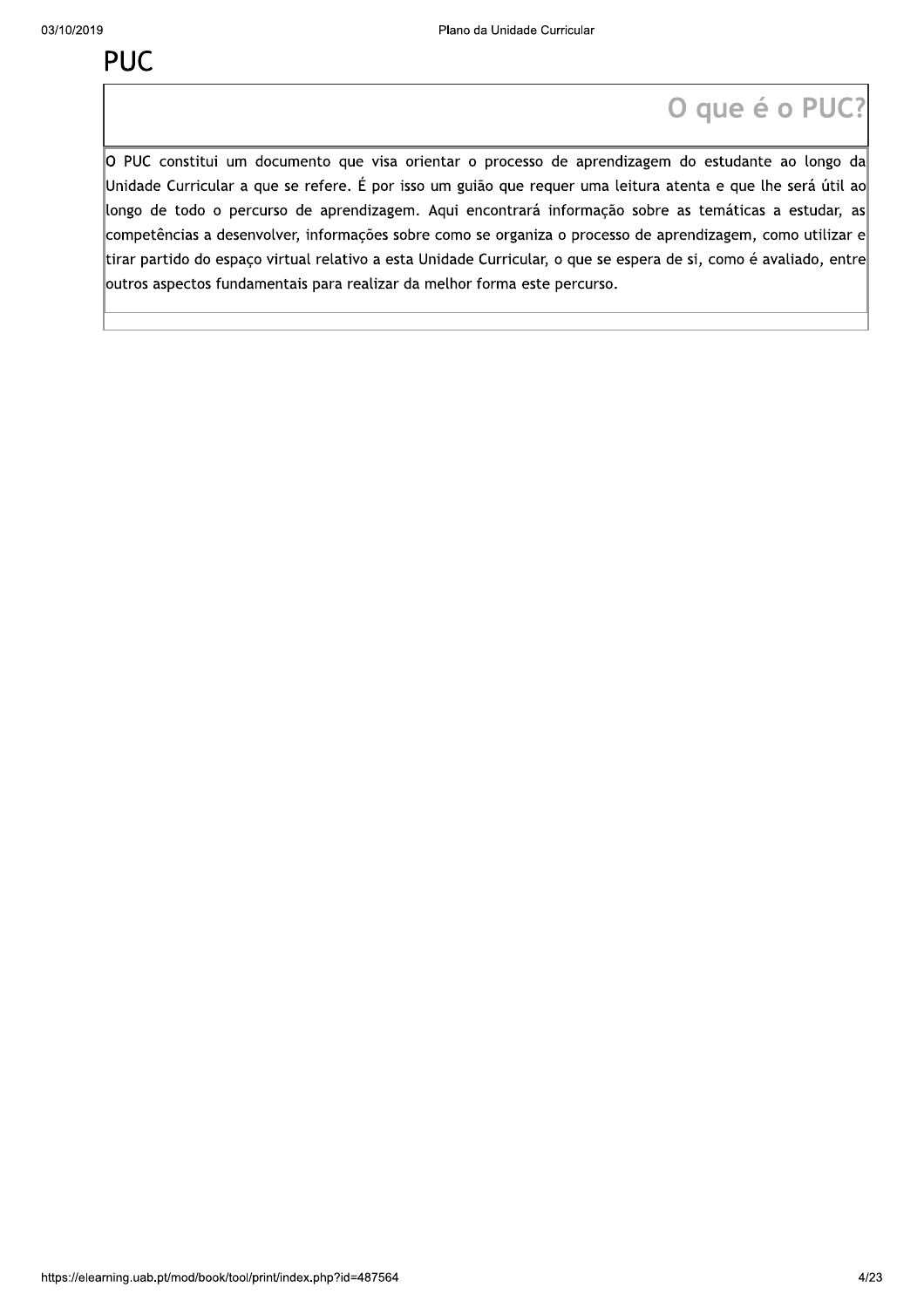# PUC

## O que é o PUC?

O PUC constitui um documento que visa orientar o processo de aprendizagem do estudante ao longo da Unidade Curricular a que se refere. É por isso um guião que requer uma leitura atenta e que lhe será útil ao longo de todo o percurso de aprendizagem. Aqui encontrará informação sobre as temáticas a estudar, as competências a desenvolver, informações sobre como se organiza o processo de aprendizagem, como utilizar e tirar partido do espaço virtual relativo a esta Unidade Curricular, o que se espera de si, como é avaliado, entre outros aspectos fundamentais para realizar da melhor forma este percurso.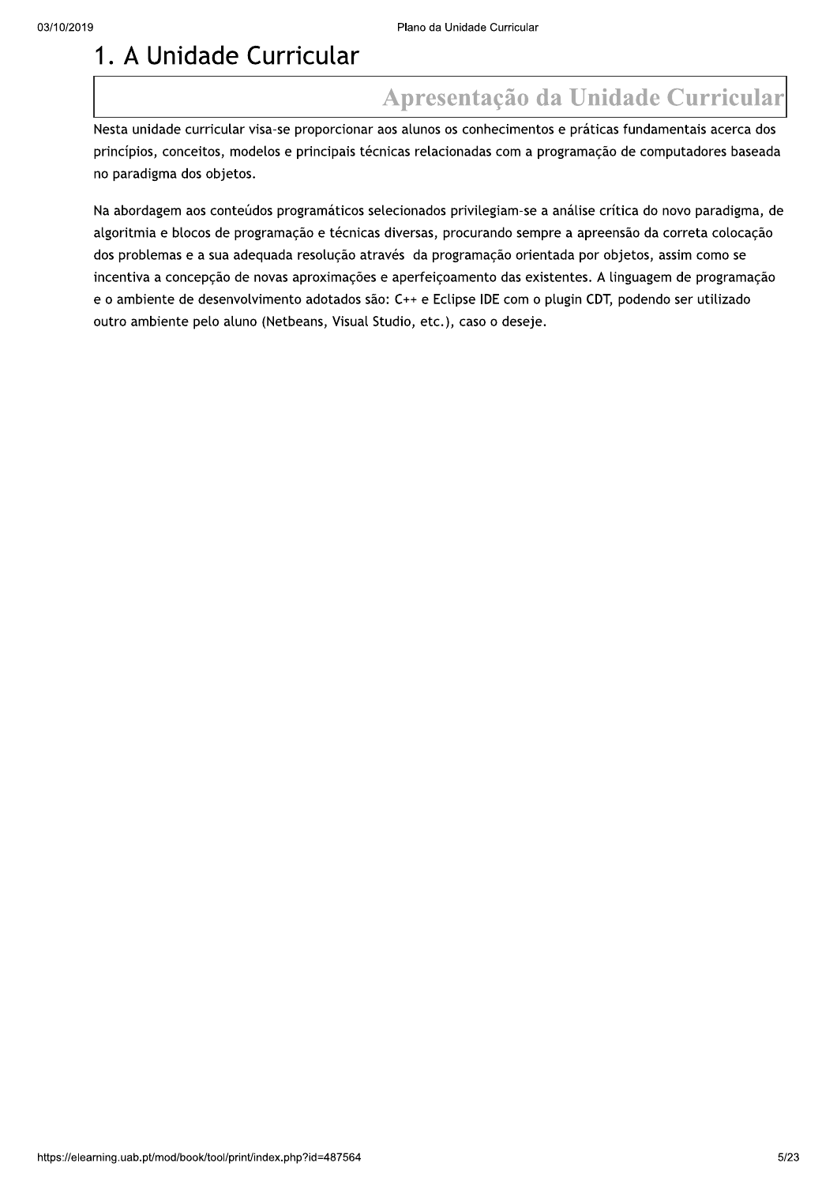# 1. A Unidade Curricular

## Apresentação da Unidade Curricular

Nesta unidade curricular visa-se proporcionar aos alunos os conhecimentos e práticas fundamentais acerca dos princípios, conceitos, modelos e principais técnicas relacionadas com a programação de computadores baseada no paradigma dos objetos.

Na abordagem aos conteúdos programáticos selecionados privilegiam-se a análise crítica do novo paradigma, de algoritmia e blocos de programação e técnicas diversas, procurando sempre a apreensão da correta colocação dos problemas e a sua adequada resolução através da programação orientada por objetos, assim como se incentiva a concepção de novas aproximações e aperfeiçoamento das existentes. A linguagem de programação e o ambiente de desenvolvimento adotados são: C++ e Eclipse IDE com o plugin CDT, podendo ser utilizado outro ambiente pelo aluno (Netbeans, Visual Studio, etc.), caso o deseje.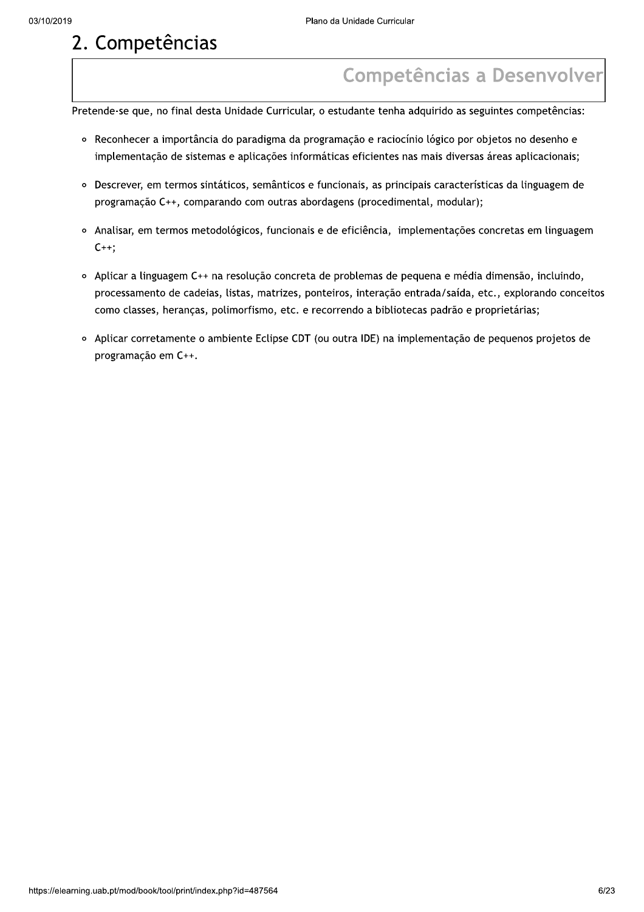## 2. Competências

### Competências a Desenvolver

Pretende-se que, no final desta Unidade Curricular, o estudante tenha adquirido as seguintes competências:

- Reconhecer a importância do paradigma da programação e raciocínio lógico por objetos no desenho e implementação de sistemas e aplicações informáticas eficientes nas mais diversas áreas aplicacionais;
- Descrever, em termos sintáticos, semânticos e funcionais, as principais características da linguagem de programação C++, comparando com outras abordagens (procedimental, modular);
- Analisar, em termos metodológicos, funcionais e de eficiência, implementações concretas em linguagem C++;
- Aplicar a linguagem C++ na resolução concreta de problemas de pequena e média dimensão, incluindo, processamento de cadeias, listas, matrizes, ponteiros, interação entrada/saída, etc., explorando conceitos como classes, heranças, polimorfismo, etc. e recorrendo a bibliotecas padrão e proprietárias;
- Aplicar corretamente o ambiente Eclipse CDT (ou outra IDE) na implementação de pequenos projetos de programação em C++.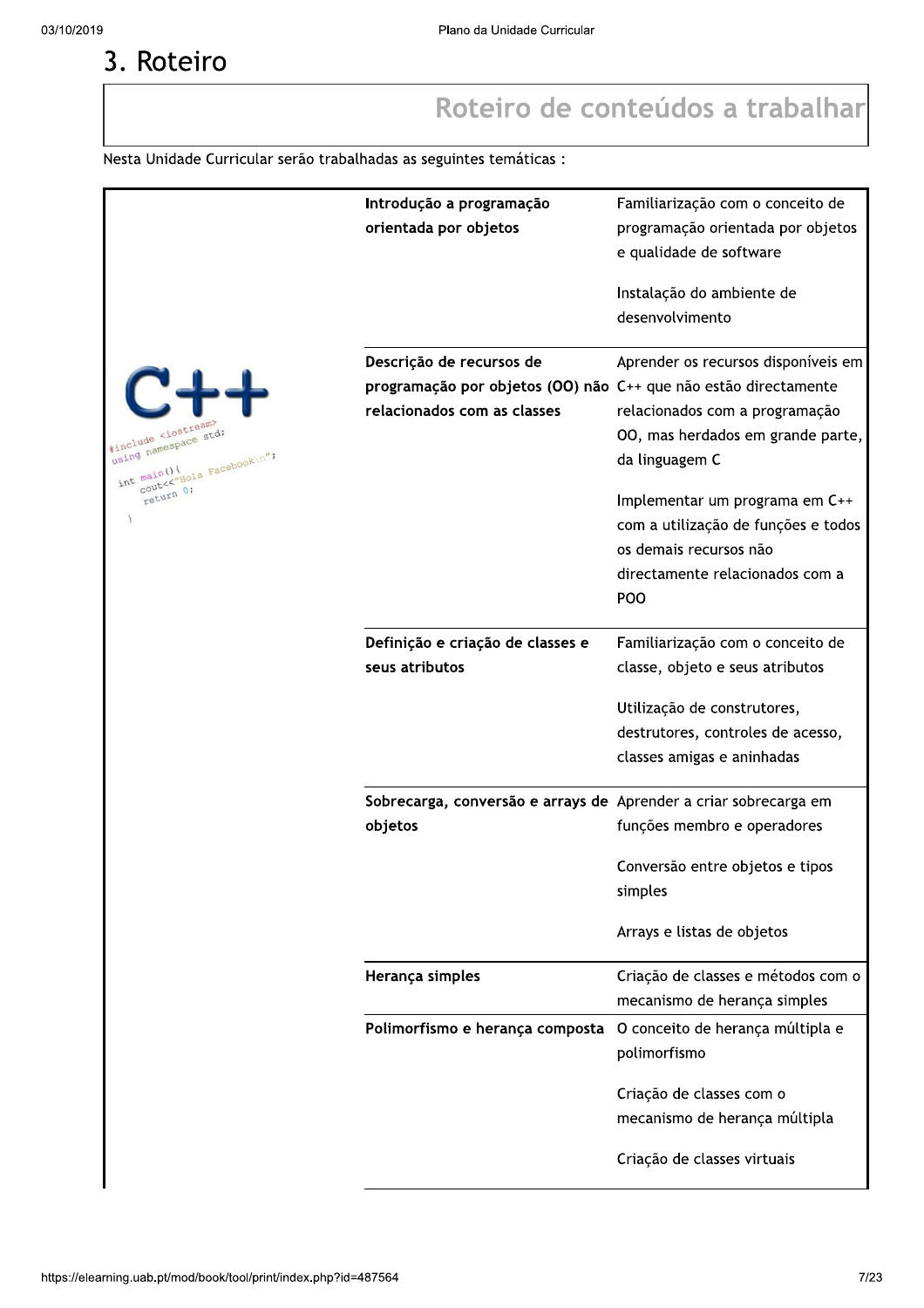# 3. Roteiro

## Roteiro de conteúdos a trabalhar

Nesta Unidade Curricular serão trabalhadas as seguintes temáticas :

| Temática | Conteúdos |
|---|---|
| **Introdução a programação orientada por objetos** | Familiarização com o conceito de programação orientada por objetos e qualidade de software<br><br>Instalação do ambiente de desenvolvimento |
| **Descrição de recursos de programação por objetos (OO) não relacionados com as classes** | Aprender os recursos disponíveis em C++ que não estão directamente relacionados com a programação OO, mas herdados em grande parte, da linguagem C<br><br>Implementar um programa em C++ com a utilização de funções e todos os demais recursos não directamente relacionados com a POO |
| **Definição e criação de classes e seus atributos** | Familiarização com o conceito de classe, objeto e seus atributos<br><br>Utilização de construtores, destrutores, controles de acesso, classes amigas e aninhadas |
| **Sobrecarga, conversão e arrays de objetos** | Aprender a criar sobrecarga em funções membro e operadores<br><br>Conversão entre objetos e tipos simples<br><br>Arrays e listas de objetos |
| **Herança simples** | Criação de classes e métodos com o mecanismo de herança simples |
| **Polimorfismo e herança composta** | O conceito de herança múltipla e polimorfismo<br><br>Criação de classes com o mecanismo de herança múltipla<br><br>Criação de classes virtuais |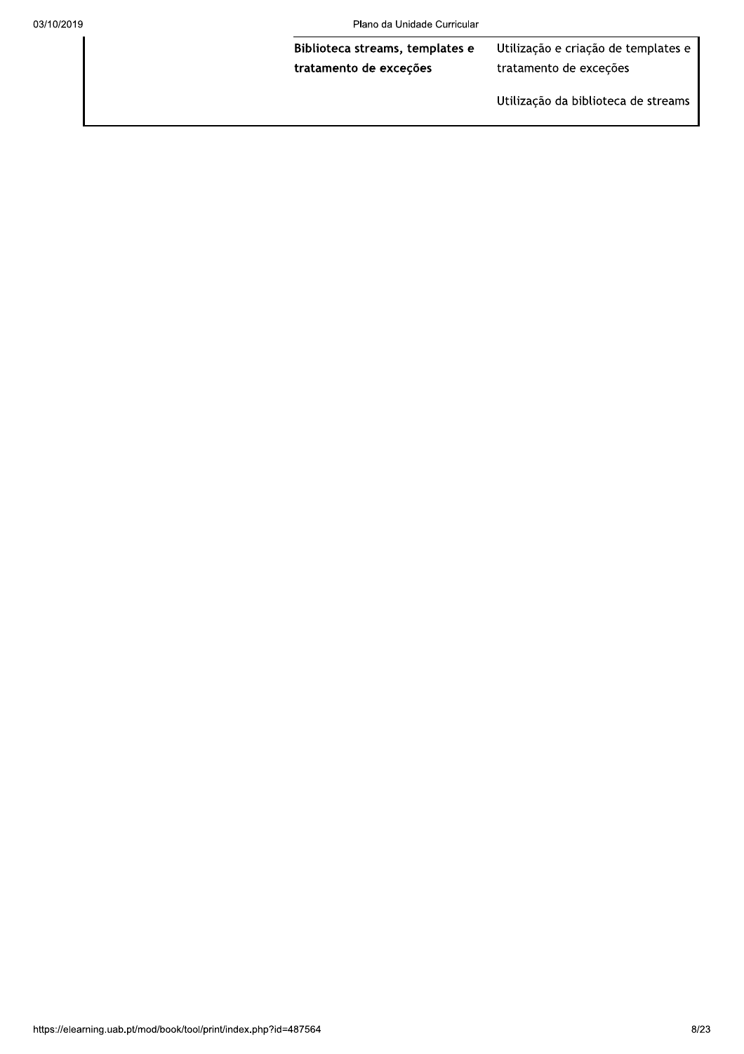| | | |
|---|---|---|
| | **Biblioteca streams, templates e tratamento de exceções** | Utilização e criação de templates e tratamento de exceções<br><br>Utilização da biblioteca de streams |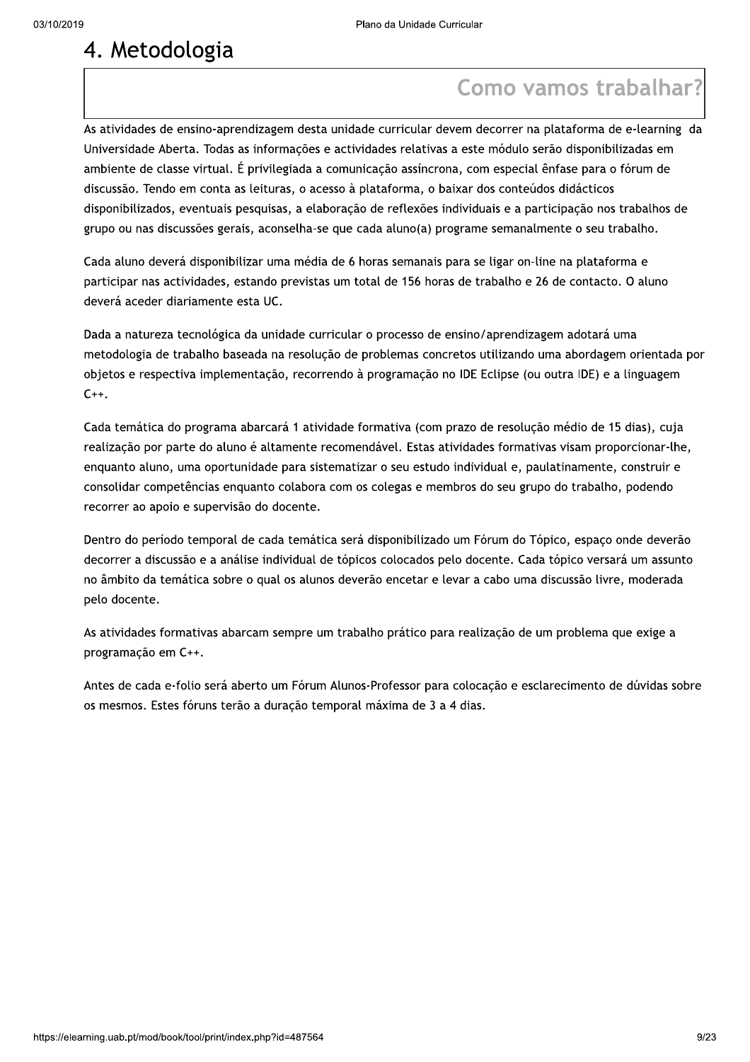# 4. Metodologia

## Como vamos trabalhar?

As atividades de ensino-aprendizagem desta unidade curricular devem decorrer na plataforma de e-learning da Universidade Aberta. Todas as informações e actividades relativas a este módulo serão disponibilizadas em ambiente de classe virtual. É privilegiada a comunicação assíncrona, com especial ênfase para o fórum de discussão. Tendo em conta as leituras, o acesso à plataforma, o baixar dos conteúdos didácticos disponibilizados, eventuais pesquisas, a elaboração de reflexões individuais e a participação nos trabalhos de grupo ou nas discussões gerais, aconselha-se que cada aluno(a) programe semanalmente o seu trabalho.

Cada aluno deverá disponibilizar uma média de 6 horas semanais para se ligar on-line na plataforma e participar nas actividades, estando previstas um total de 156 horas de trabalho e 26 de contacto. O aluno deverá aceder diariamente esta UC.

Dada a natureza tecnológica da unidade curricular o processo de ensino/aprendizagem adotará uma metodologia de trabalho baseada na resolução de problemas concretos utilizando uma abordagem orientada por objetos e respectiva implementação, recorrendo à programação no IDE Eclipse (ou outra IDE) e a linguagem C++.

Cada temática do programa abarcará 1 atividade formativa (com prazo de resolução médio de 15 dias), cuja realização por parte do aluno é altamente recomendável. Estas atividades formativas visam proporcionar-lhe, enquanto aluno, uma oportunidade para sistematizar o seu estudo individual e, paulatinamente, construir e consolidar competências enquanto colabora com os colegas e membros do seu grupo do trabalho, podendo recorrer ao apoio e supervisão do docente.

Dentro do período temporal de cada temática será disponibilizado um Fórum do Tópico, espaço onde deverão decorrer a discussão e a análise individual de tópicos colocados pelo docente. Cada tópico versará um assunto no âmbito da temática sobre o qual os alunos deverão encetar e levar a cabo uma discussão livre, moderada pelo docente.

As atividades formativas abarcam sempre um trabalho prático para realização de um problema que exige a programação em C++.

Antes de cada e-folio será aberto um Fórum Alunos-Professor para colocação e esclarecimento de dúvidas sobre os mesmos. Estes fóruns terão a duração temporal máxima de 3 a 4 dias.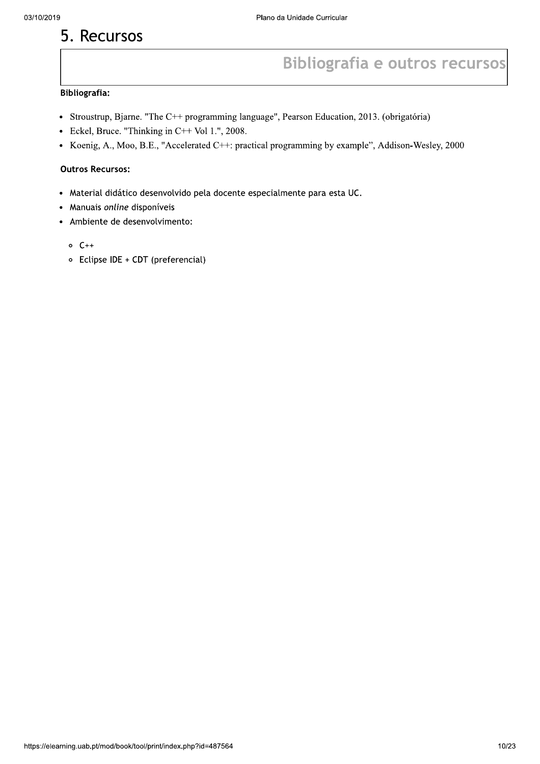# 5. Recursos

## Bibliografia e outros recursos

**Bibliografia:**

- Stroustrup, Bjarne. "The C++ programming language", Pearson Education, 2013. (obrigatória)
- Eckel, Bruce. "Thinking in C++ Vol 1.", 2008.
- Koenig, A., Moo, B.E., "Accelerated C++: practical programming by example", Addison-Wesley, 2000

**Outros Recursos:**

- Material didático desenvolvido pela docente especialmente para esta UC.
- Manuais *online* disponíveis
- Ambiente de desenvolvimento:
  - C++
  - Eclipse IDE + CDT (preferencial)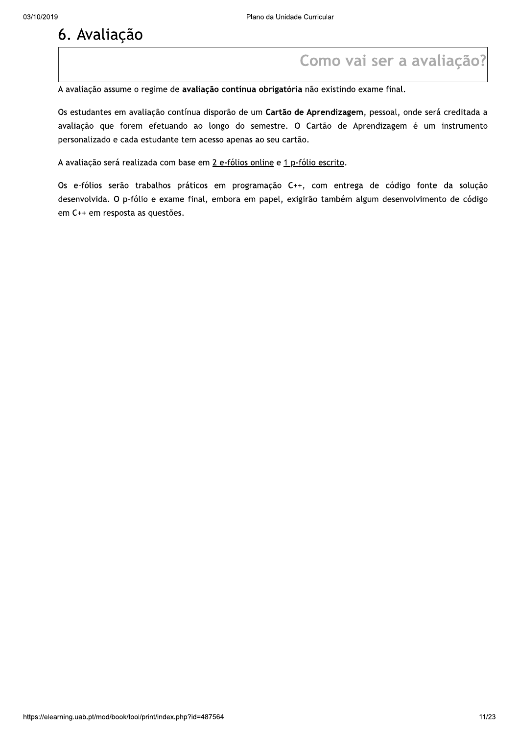# 6. Avaliação

## Como vai ser a avaliação?

A avaliação assume o regime de **avaliação contínua obrigatória** não existindo exame final.

Os estudantes em avaliação contínua disporão de um **Cartão de Aprendizagem**, pessoal, onde será creditada a avaliação que forem efetuando ao longo do semestre. O Cartão de Aprendizagem é um instrumento personalizado e cada estudante tem acesso apenas ao seu cartão.

A avaliação será realizada com base em 2 e-fólios online e 1 p-fólio escrito.

Os e-fólios serão trabalhos práticos em programação C++, com entrega de código fonte da solução desenvolvida. O p-fólio e exame final, embora em papel, exigirão também algum desenvolvimento de código em C++ em resposta as questões.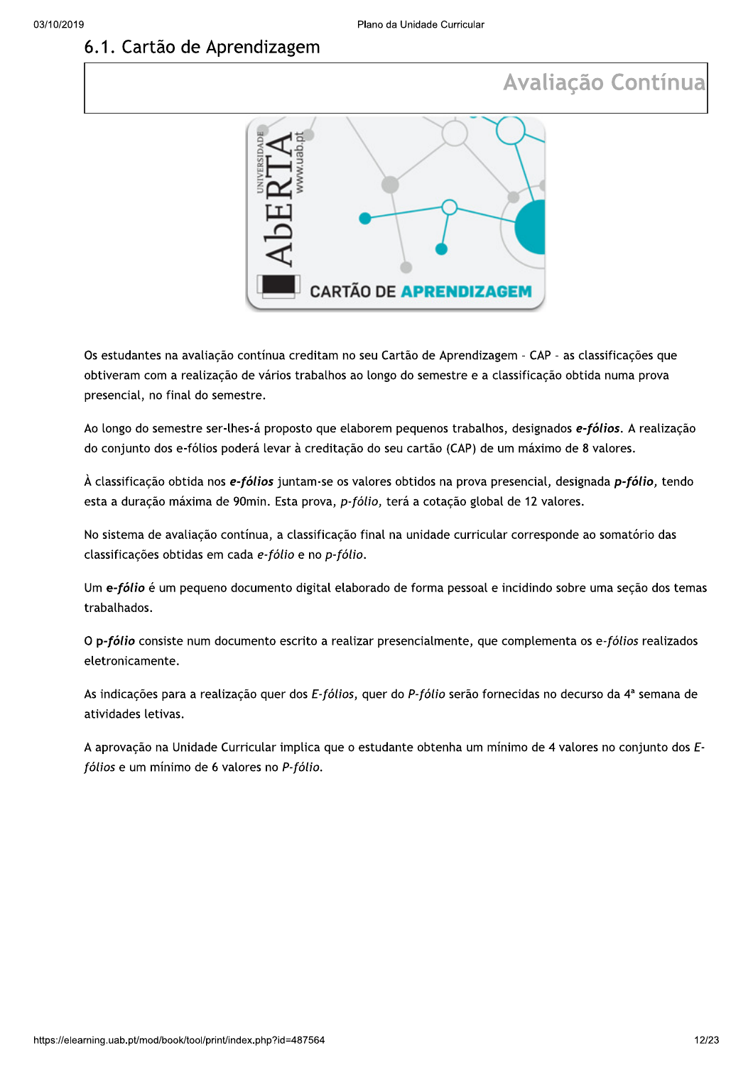## 6.1. Cartão de Aprendizagem

### Avaliação Contínua

Os estudantes na avaliação contínua creditam no seu Cartão de Aprendizagem - CAP - as classificações que obtiveram com a realização de vários trabalhos ao longo do semestre e a classificação obtida numa prova presencial, no final do semestre.

Ao longo do semestre ser-lhes-á proposto que elaborem pequenos trabalhos, designados ***e-fólios***. A realização do conjunto dos e-fólios poderá levar à creditação do seu cartão (CAP) de um máximo de 8 valores.

À classificação obtida nos ***e-fólios*** juntam-se os valores obtidos na prova presencial, designada ***p-fólio***, tendo esta a duração máxima de 90min. Esta prova, *p-fólio*, terá a cotação global de 12 valores.

No sistema de avaliação contínua, a classificação final na unidade curricular corresponde ao somatório das classificações obtidas em cada *e-fólio* e no *p-fólio*.

Um ***e-fólio*** é um pequeno documento digital elaborado de forma pessoal e incidindo sobre uma seção dos temas trabalhados.

O **p-*fólio*** consiste num documento escrito a realizar presencialmente, que complementa os e-*fólios* realizados eletronicamente.

As indicações para a realização quer dos *E-fólios*, quer do *P-fólio* serão fornecidas no decurso da 4ª semana de atividades letivas.

A aprovação na Unidade Curricular implica que o estudante obtenha um mínimo de 4 valores no conjunto dos *E-fólios* e um mínimo de 6 valores no *P-fólio*.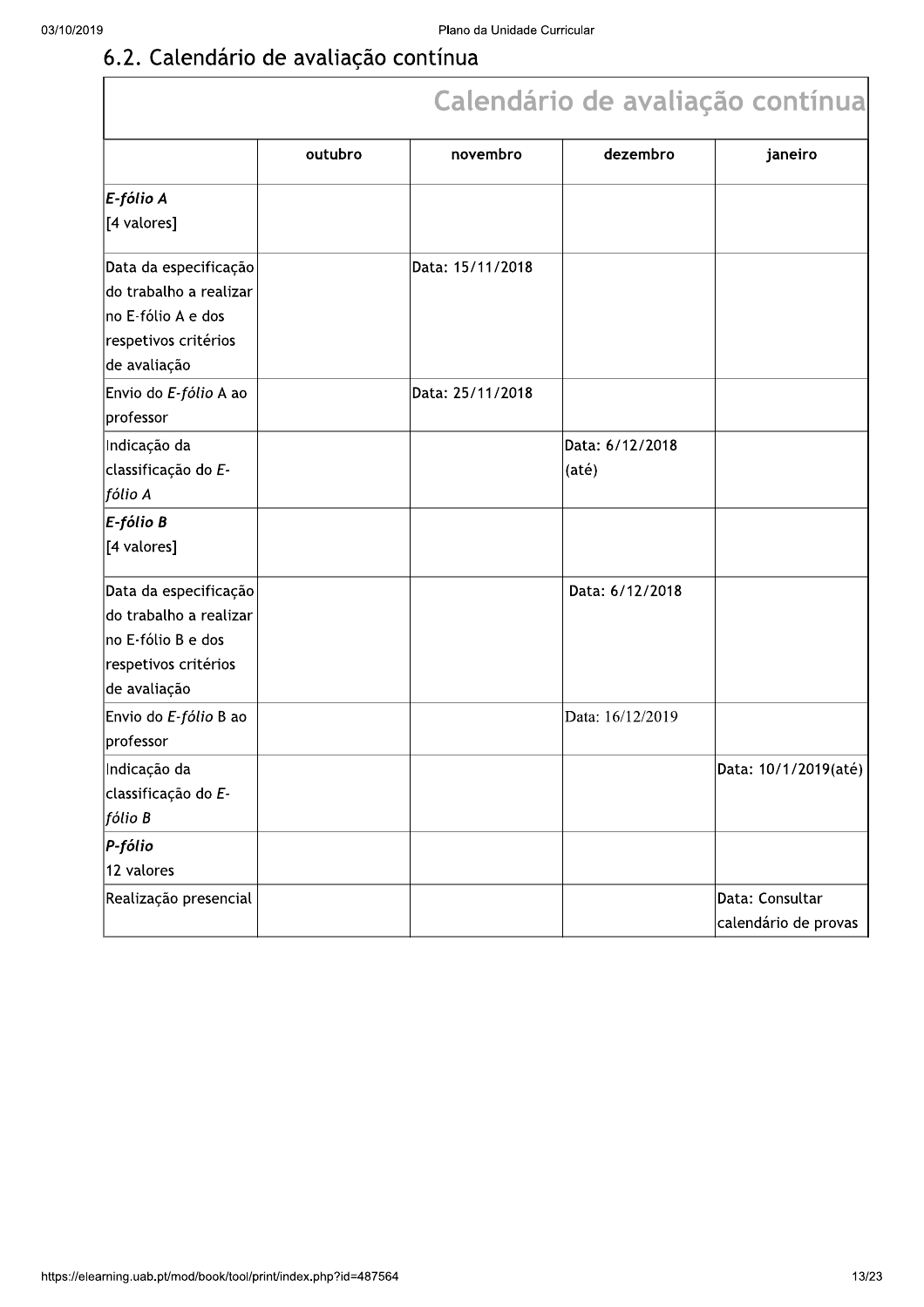## 6.2. Calendário de avaliação contínua

| Calendário de avaliação contínua | | | | |
|---|---|---|---|---|
| | outubro | novembro | dezembro | janeiro |
| ***E-fólio A***<br>[4 valores] | | | | |
| Data da especificação do trabalho a realizar no E-fólio A e dos respetivos critérios de avaliação | | Data: 15/11/2018 | | |
| Envio do *E-fólio* A ao professor | | Data: 25/11/2018 | | |
| Indicação da classificação do *E-fólio A* | | | Data: 6/12/2018 (até) | |
| ***E-fólio B***<br>[4 valores] | | | | |
| Data da especificação do trabalho a realizar no E-fólio B e dos respetivos critérios de avaliação | | | Data: 6/12/2018 | |
| Envio do *E-fólio* B ao professor | | | Data: 16/12/2019 | |
| Indicação da classificação do *E-fólio B* | | | | Data: 10/1/2019(até) |
| ***P-fólio***<br>12 valores | | | | |
| Realização presencial | | | | Data: Consultar calendário de provas |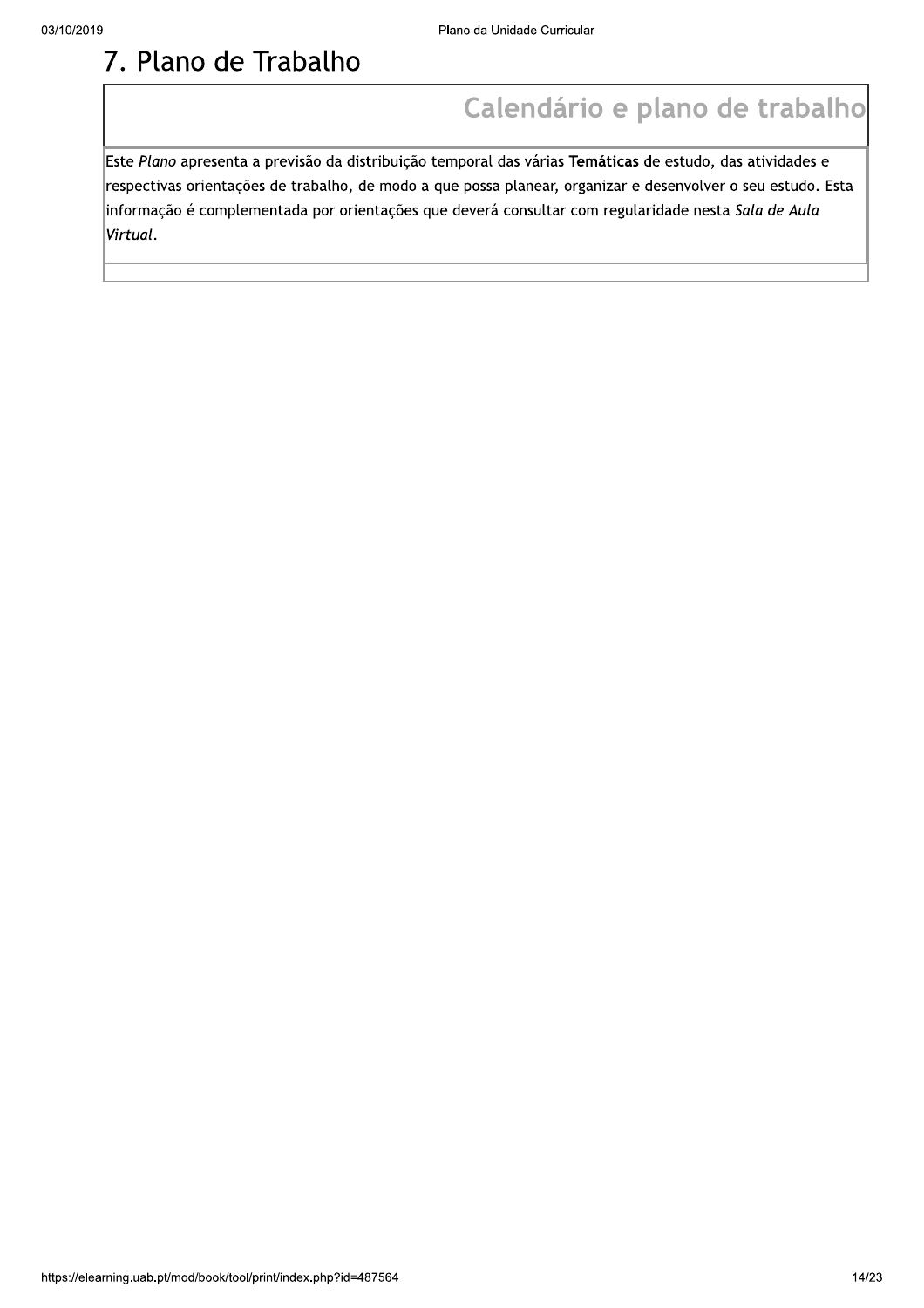# 7. Plano de Trabalho

## Calendário e plano de trabalho

Este *Plano* apresenta a previsão da distribuição temporal das várias **Temáticas** de estudo, das atividades e respectivas orientações de trabalho, de modo a que possa planear, organizar e desenvolver o seu estudo. Esta informação é complementada por orientações que deverá consultar com regularidade nesta *Sala de Aula Virtual*.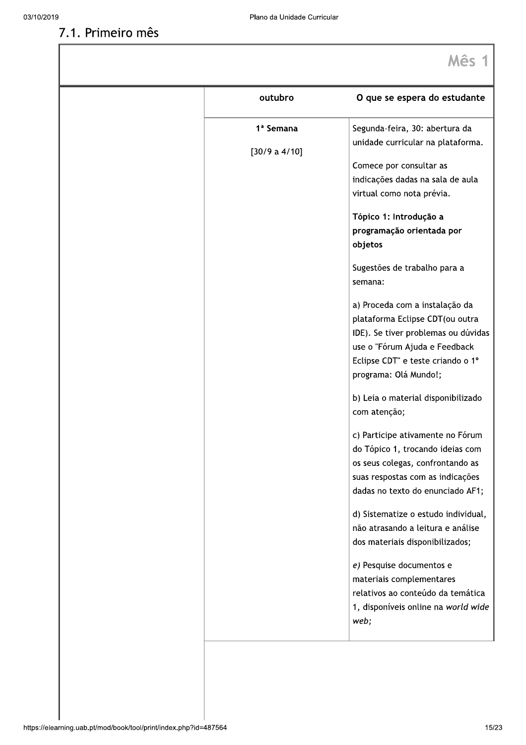## 7.1. Primeiro mês

| | | Mês 1 |
|---|---|---|
| | **outubro** | **O que se espera do estudante** |
| | **1ª Semana**<br><br>[30/9 a 4/10] | Segunda-feira, 30: abertura da unidade curricular na plataforma.<br><br>Comece por consultar as indicações dadas na sala de aula virtual como nota prévia.<br><br>**Tópico 1: Introdução a programação orientada por objetos**<br><br>Sugestões de trabalho para a semana:<br><br>a) Proceda com a instalação da plataforma Eclipse CDT(ou outra IDE). Se tiver problemas ou dúvidas use o "Fórum Ajuda e Feedback Eclipse CDT" e teste criando o 1º programa: Olá Mundo!;<br><br>b) Leia o material disponibilizado com atenção;<br><br>c) Participe ativamente no Fórum do Tópico 1, trocando ideias com os seus colegas, confrontando as suas respostas com as indicações dadas no texto do enunciado AF1;<br><br>d) Sistematize o estudo individual, não atrasando a leitura e análise dos materiais disponibilizados;<br><br>*e)* Pesquise documentos e materiais complementares relativos ao conteúdo da temática 1, disponíveis online na *world wide web;* |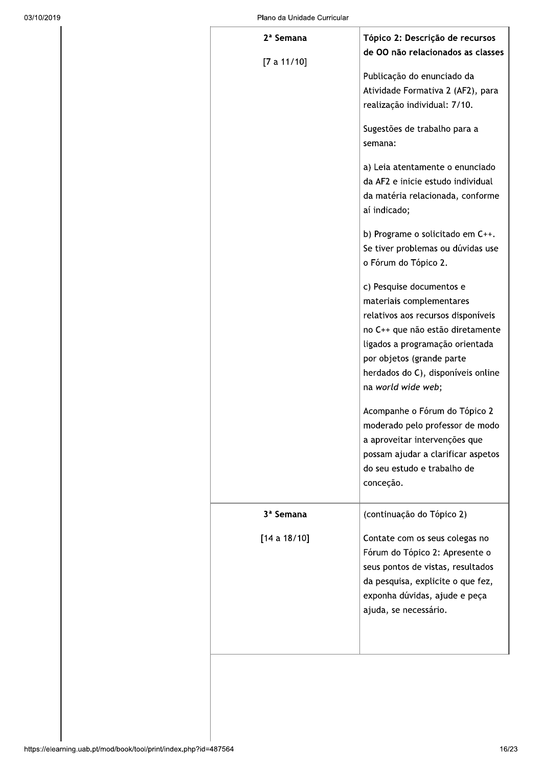| | |
|---|---|
| **2ª Semana**<br><br>[7 a 11/10] | **Tópico 2: Descrição de recursos de OO não relacionados as classes**<br><br>Publicação do enunciado da Atividade Formativa 2 (AF2), para realização individual: 7/10.<br><br>Sugestões de trabalho para a semana:<br><br>a) Leia atentamente o enunciado da AF2 e inicie estudo individual da matéria relacionada, conforme aí indicado;<br><br>b) Programe o solicitado em C++. Se tiver problemas ou dúvidas use o Fórum do Tópico 2.<br><br>c) Pesquise documentos e materiais complementares relativos aos recursos disponíveis no C++ que não estão diretamente ligados a programação orientada por objetos (grande parte herdados do C), disponíveis online na *world wide web*;<br><br>Acompanhe o Fórum do Tópico 2 moderado pelo professor de modo a aproveitar intervenções que possam ajudar a clarificar aspetos do seu estudo e trabalho de conceção. |
| **3ª Semana**<br><br>[14 a 18/10] | (continuação do Tópico 2)<br><br>Contate com os seus colegas no Fórum do Tópico 2: Apresente o seus pontos de vistas, resultados da pesquisa, explicite o que fez, exponha dúvidas, ajude e peça ajuda, se necessário. |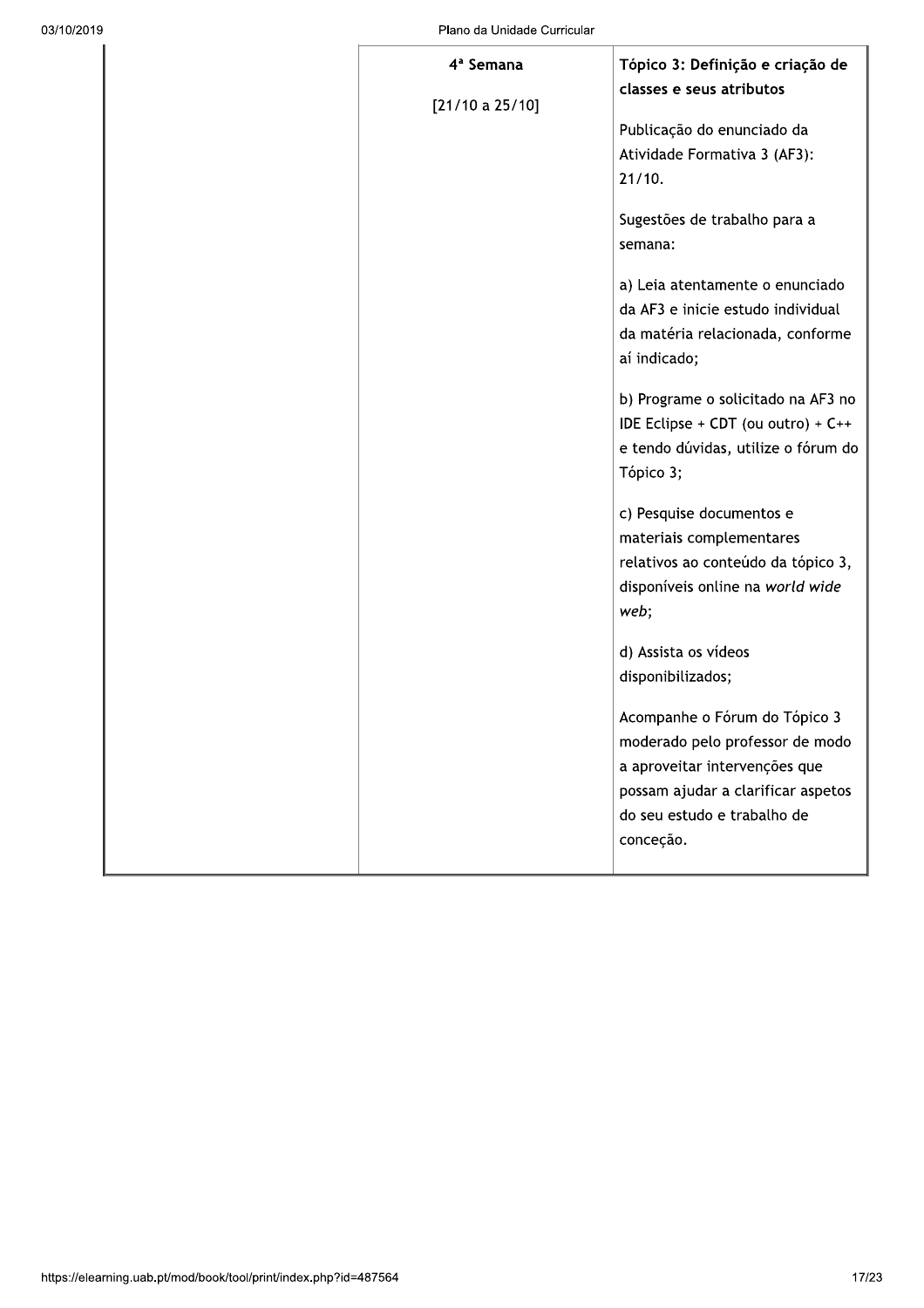| | | |
|---|---|---|
| | **4ª Semana**<br><br>[21/10 a 25/10] | **Tópico 3: Definição e criação de classes e seus atributos**<br><br>Publicação do enunciado da Atividade Formativa 3 (AF3): 21/10.<br><br>Sugestões de trabalho para a semana:<br><br>a) Leia atentamente o enunciado da AF3 e inicie estudo individual da matéria relacionada, conforme aí indicado;<br><br>b) Programe o solicitado na AF3 no IDE Eclipse + CDT (ou outro) + C++ e tendo dúvidas, utilize o fórum do Tópico 3;<br><br>c) Pesquise documentos e materiais complementares relativos ao conteúdo da tópico 3, disponíveis online na *world wide web*;<br><br>d) Assista os vídeos disponibilizados;<br><br>Acompanhe o Fórum do Tópico 3 moderado pelo professor de modo a aproveitar intervenções que possam ajudar a clarificar aspetos do seu estudo e trabalho de conceção. |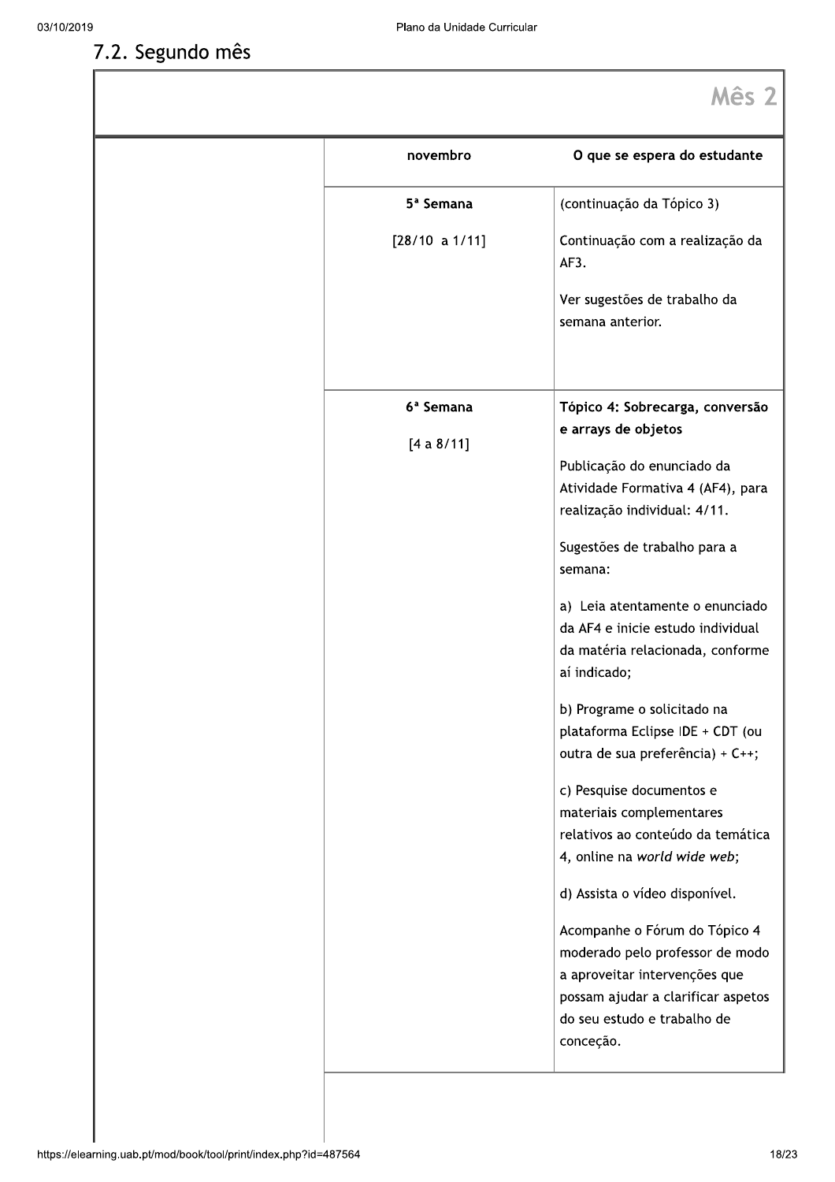## 7.2. Segundo mês

| Mês 2 | | |
|---|---|---|
| | **novembro** | **O que se espera do estudante** |
| | **5ª Semana**<br><br>[28/10 a 1/11] | (continuação da Tópico 3)<br><br>Continuação com a realização da AF3.<br><br>Ver sugestões de trabalho da semana anterior. |
| | **6ª Semana**<br><br>[4 a 8/11] | **Tópico 4: Sobrecarga, conversão e arrays de objetos**<br><br>Publicação do enunciado da Atividade Formativa 4 (AF4), para realização individual: 4/11.<br><br>Sugestões de trabalho para a semana:<br><br>a) Leia atentamente o enunciado da AF4 e inicie estudo individual da matéria relacionada, conforme aí indicado;<br><br>b) Programe o solicitado na plataforma Eclipse IDE + CDT (ou outra de sua preferência) + C++;<br><br>c) Pesquise documentos e materiais complementares relativos ao conteúdo da temática 4, online na *world wide web*;<br><br>d) Assista o vídeo disponível.<br><br>Acompanhe o Fórum do Tópico 4 moderado pelo professor de modo a aproveitar intervenções que possam ajudar a clarificar aspetos do seu estudo e trabalho de conceção. |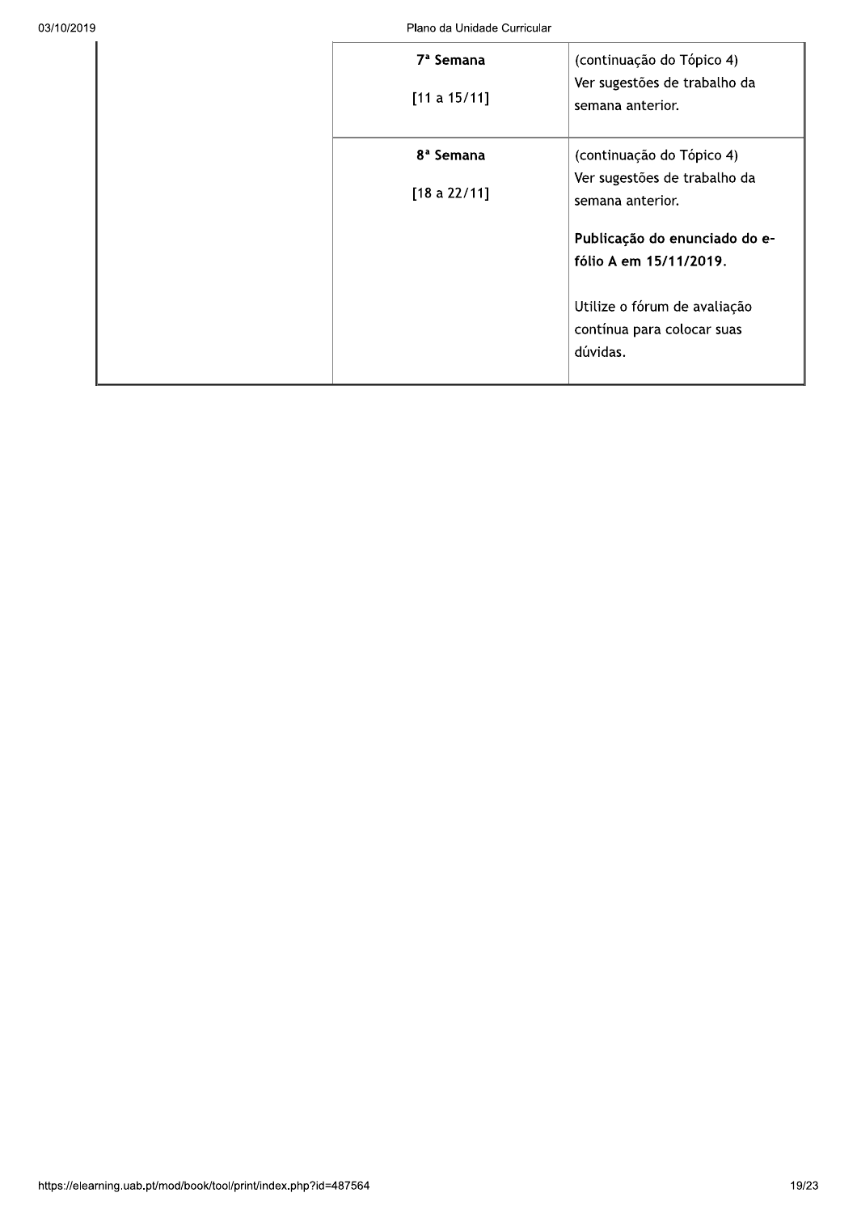| | | |
|---|---|---|
| | **7ª Semana**<br><br>[11 a 15/11] | (continuação do Tópico 4)<br>Ver sugestões de trabalho da semana anterior. |
| | **8ª Semana**<br><br>[18 a 22/11] | (continuação do Tópico 4)<br>Ver sugestões de trabalho da semana anterior.<br><br>**Publicação do enunciado do e-fólio A em 15/11/2019.**<br><br>Utilize o fórum de avaliação contínua para colocar suas dúvidas. |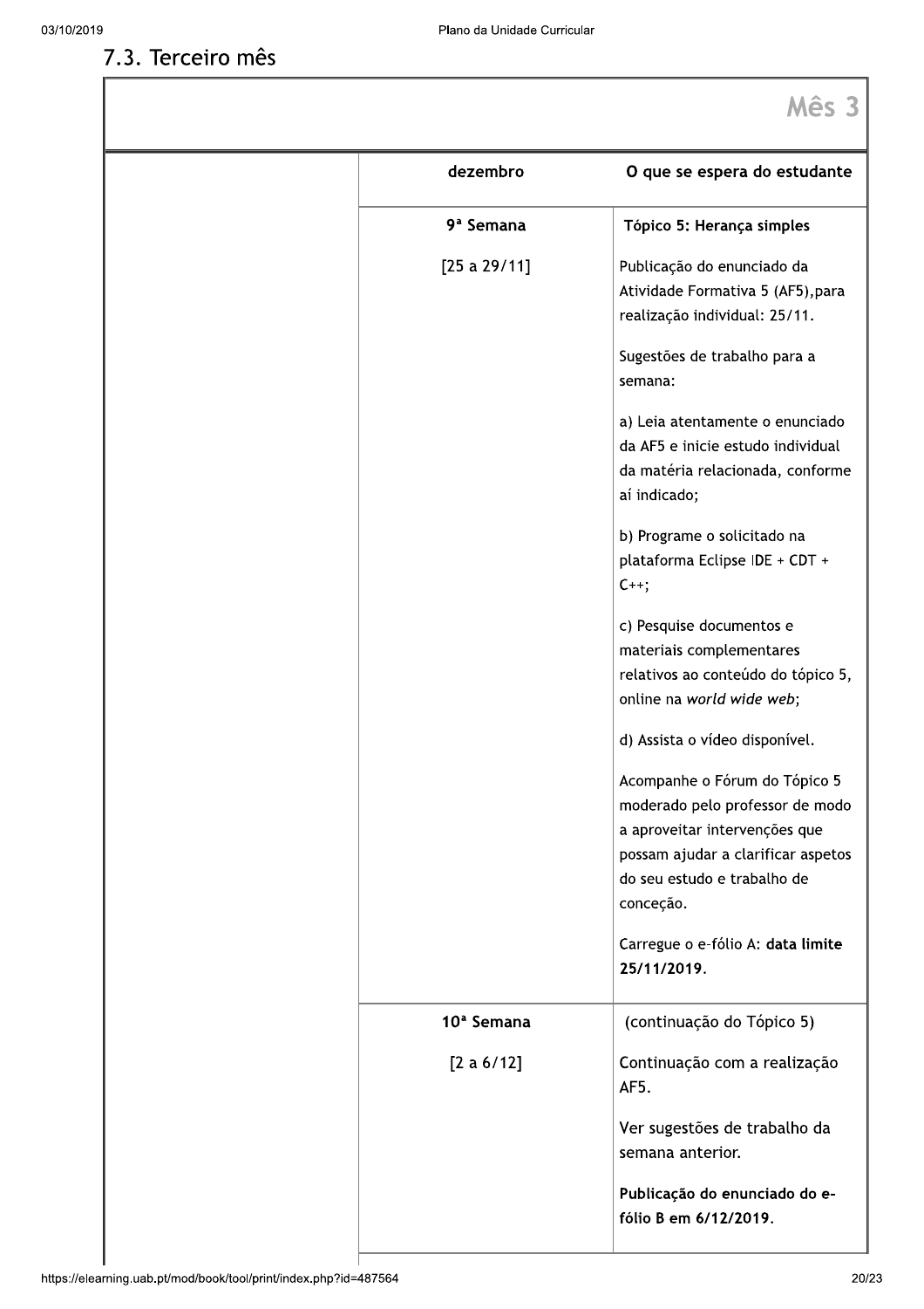## 7.3. Terceiro mês

| Mês 3 | | |
|---|---|---|
| | **dezembro** | **O que se espera do estudante** |
| | **9ª Semana**<br><br>[25 a 29/11] | **Tópico 5: Herança simples**<br><br>Publicação do enunciado da Atividade Formativa 5 (AF5),para realização individual: 25/11.<br><br>Sugestões de trabalho para a semana:<br><br>a) Leia atentamente o enunciado da AF5 e inicie estudo individual da matéria relacionada, conforme aí indicado;<br><br>b) Programe o solicitado na plataforma Eclipse IDE + CDT + C++;<br><br>c) Pesquise documentos e materiais complementares relativos ao conteúdo do tópico 5, online na *world wide web*;<br><br>d) Assista o vídeo disponível.<br><br>Acompanhe o Fórum do Tópico 5 moderado pelo professor de modo a aproveitar intervenções que possam ajudar a clarificar aspetos do seu estudo e trabalho de conceção.<br><br>Carregue o e-fólio A: **data limite 25/11/2019**. |
| | **10ª Semana**<br><br>[2 a 6/12] | (continuação do Tópico 5)<br><br>Continuação com a realização AF5.<br><br>Ver sugestões de trabalho da semana anterior.<br><br>**Publicação do enunciado do e-fólio B em 6/12/2019.** |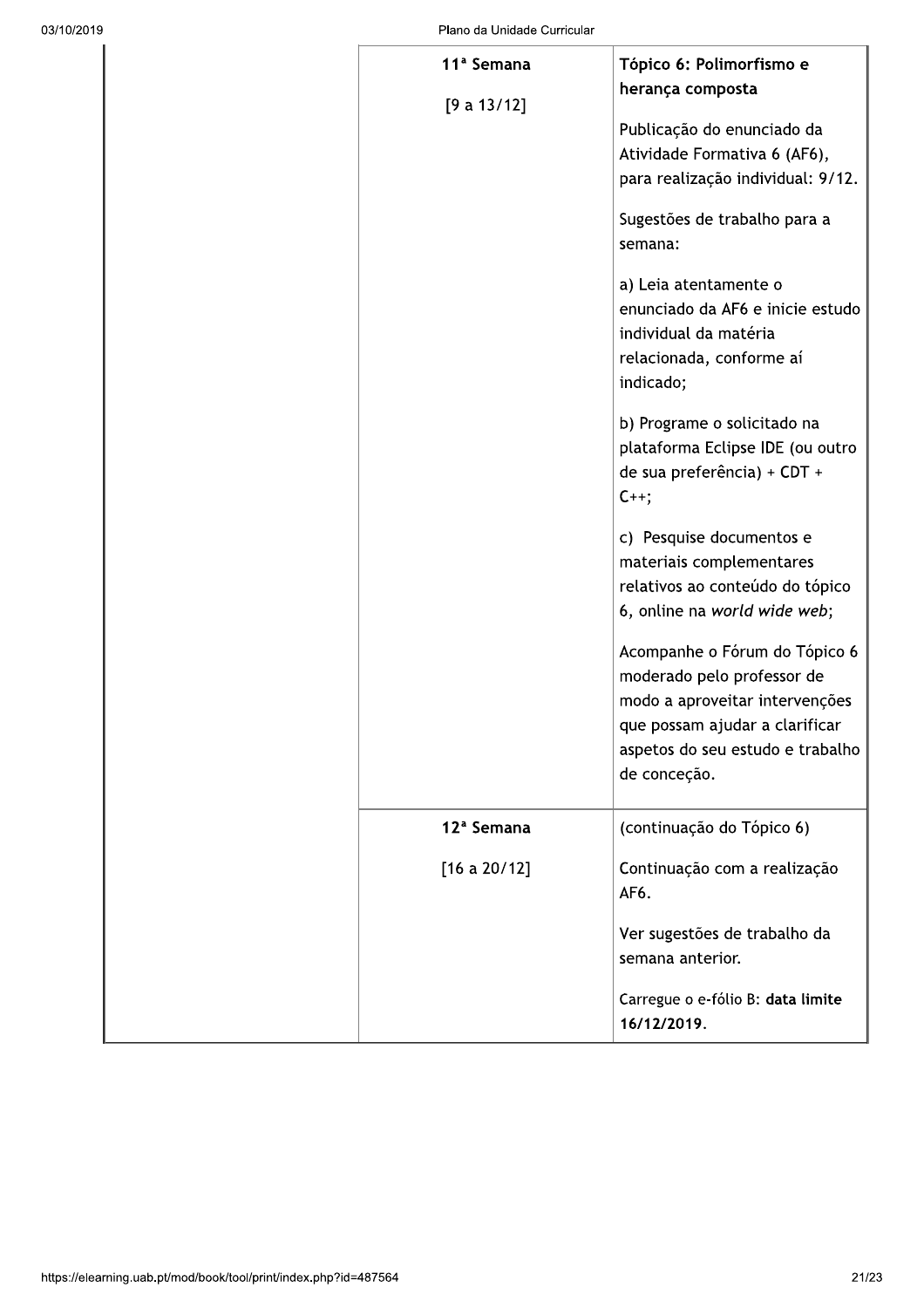| | 11ª Semana<br><br>[9 a 13/12] | **Tópico 6: Polimorfismo e herança composta**<br><br>Publicação do enunciado da Atividade Formativa 6 (AF6), para realização individual: 9/12.<br><br>Sugestões de trabalho para a semana:<br><br>a) Leia atentamente o enunciado da AF6 e inicie estudo individual da matéria relacionada, conforme aí indicado;<br><br>b) Programe o solicitado na plataforma Eclipse IDE (ou outro de sua preferência) + CDT + C++;<br><br>c) Pesquise documentos e materiais complementares relativos ao conteúdo do tópico 6, online na *world wide web*;<br><br>Acompanhe o Fórum do Tópico 6 moderado pelo professor de modo a aproveitar intervenções que possam ajudar a clarificar aspetos do seu estudo e trabalho de conceção. |
|---|---|---|
| | 12ª Semana<br><br>[16 a 20/12] | (continuação do Tópico 6)<br><br>Continuação com a realização AF6.<br><br>Ver sugestões de trabalho da semana anterior.<br><br>Carregue o e-fólio B: **data limite 16/12/2019**. |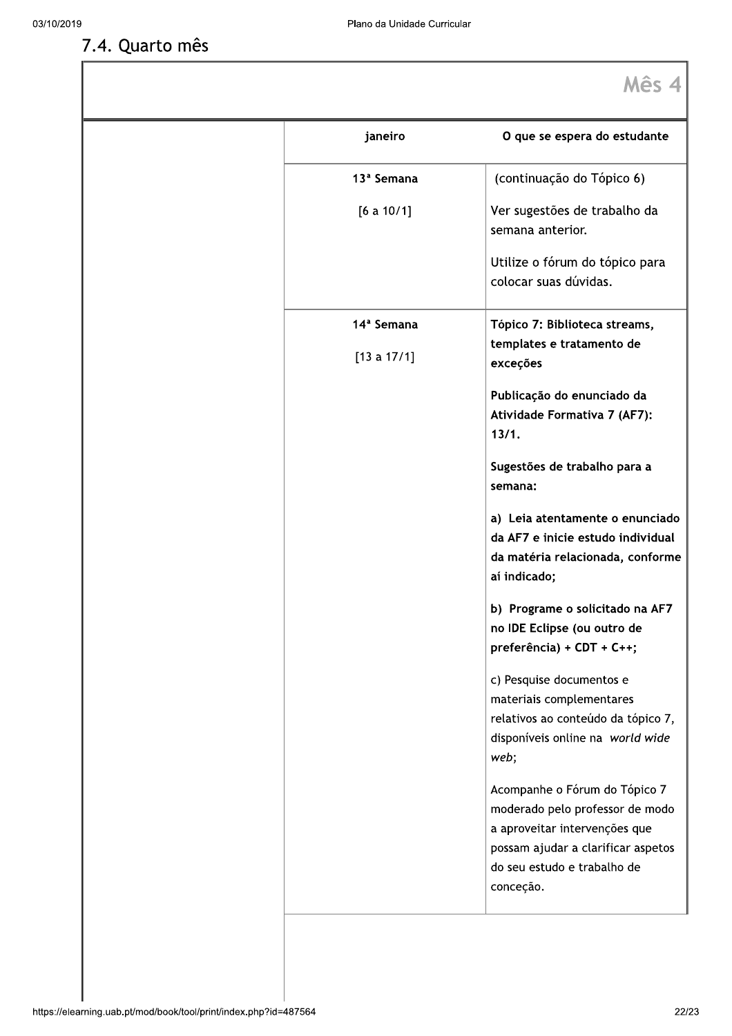## 7.4. Quarto mês

| Mês 4 | | |
|---|---|---|
| | **janeiro** | **O que se espera do estudante** |
| | 13ª Semana<br><br>[6 a 10/1] | (continuação do Tópico 6)<br><br>Ver sugestões de trabalho da semana anterior.<br><br>Utilize o fórum do tópico para colocar suas dúvidas. |
| | 14ª Semana<br><br>[13 a 17/1] | **Tópico 7: Biblioteca streams, templates e tratamento de exceções**<br><br>**Publicação do enunciado da Atividade Formativa 7 (AF7): 13/1.**<br><br>**Sugestões de trabalho para a semana:**<br><br>**a) Leia atentamente o enunciado da AF7 e inicie estudo individual da matéria relacionada, conforme aí indicado;**<br><br>**b) Programe o solicitado na AF7 no IDE Eclipse (ou outro de preferência) + CDT + C++;**<br><br>c) Pesquise documentos e materiais complementares relativos ao conteúdo da tópico 7, disponíveis online na *world wide web*;<br><br>Acompanhe o Fórum do Tópico 7 moderado pelo professor de modo a aproveitar intervenções que possam ajudar a clarificar aspetos do seu estudo e trabalho de conceção. |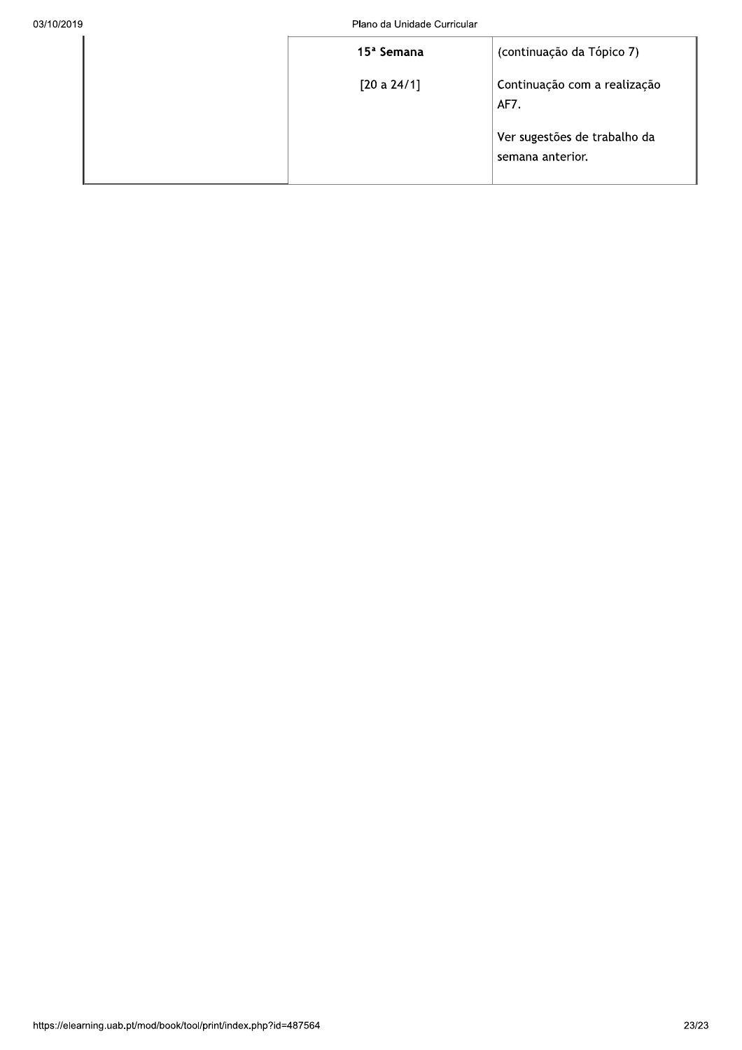| | | |
|---|---|---|
| | **15ª Semana**<br><br>[20 a 24/1] | (continuação da Tópico 7)<br><br>Continuação com a realização AF7.<br><br>Ver sugestões de trabalho da semana anterior. |